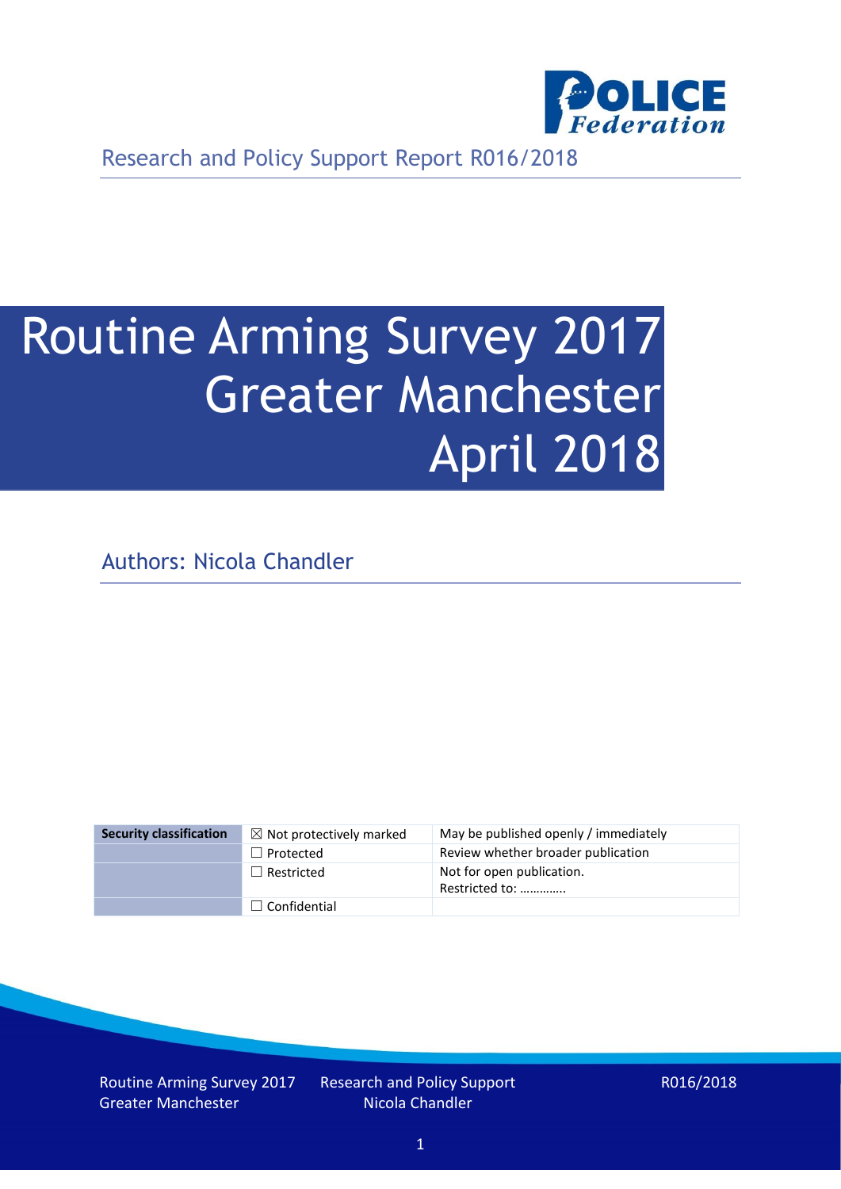Research and Policy Support Report R016/2018

# Routine Arming Survey 2017 Greater Manchester April 2018

Authors: Nicola Chandler

| Security classification | ☒ Not protectively marked | May be published openly / immediately |
|---|---|---|
| | ☐ Protected | Review whether broader publication |
| | ☐ Restricted | Not for open publication. Restricted to: ………….. |
| | ☐ Confidential | |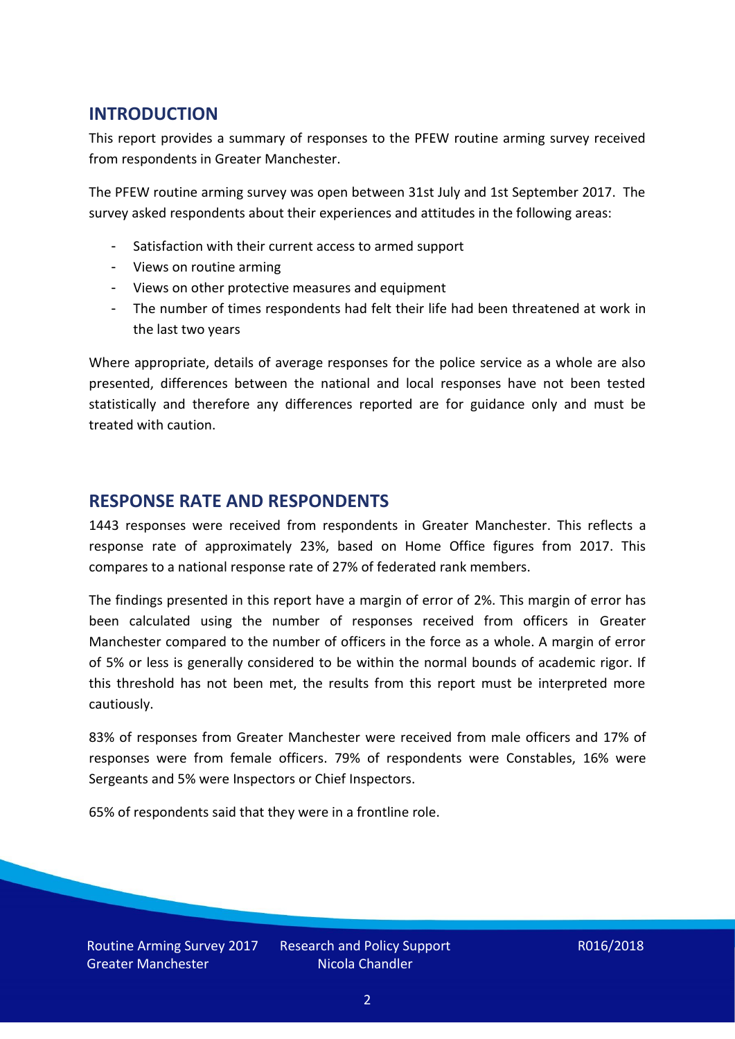## INTRODUCTION

This report provides a summary of responses to the PFEW routine arming survey received from respondents in Greater Manchester.

The PFEW routine arming survey was open between 31st July and 1st September 2017. The survey asked respondents about their experiences and attitudes in the following areas:

- Satisfaction with their current access to armed support
- Views on routine arming
- Views on other protective measures and equipment
- The number of times respondents had felt their life had been threatened at work in the last two years

Where appropriate, details of average responses for the police service as a whole are also presented, differences between the national and local responses have not been tested statistically and therefore any differences reported are for guidance only and must be treated with caution.

## RESPONSE RATE AND RESPONDENTS

1443 responses were received from respondents in Greater Manchester. This reflects a response rate of approximately 23%, based on Home Office figures from 2017. This compares to a national response rate of 27% of federated rank members.

The findings presented in this report have a margin of error of 2%. This margin of error has been calculated using the number of responses received from officers in Greater Manchester compared to the number of officers in the force as a whole. A margin of error of 5% or less is generally considered to be within the normal bounds of academic rigor. If this threshold has not been met, the results from this report must be interpreted more cautiously.

83% of responses from Greater Manchester were received from male officers and 17% of responses were from female officers. 79% of respondents were Constables, 16% were Sergeants and 5% were Inspectors or Chief Inspectors.

65% of respondents said that they were in a frontline role.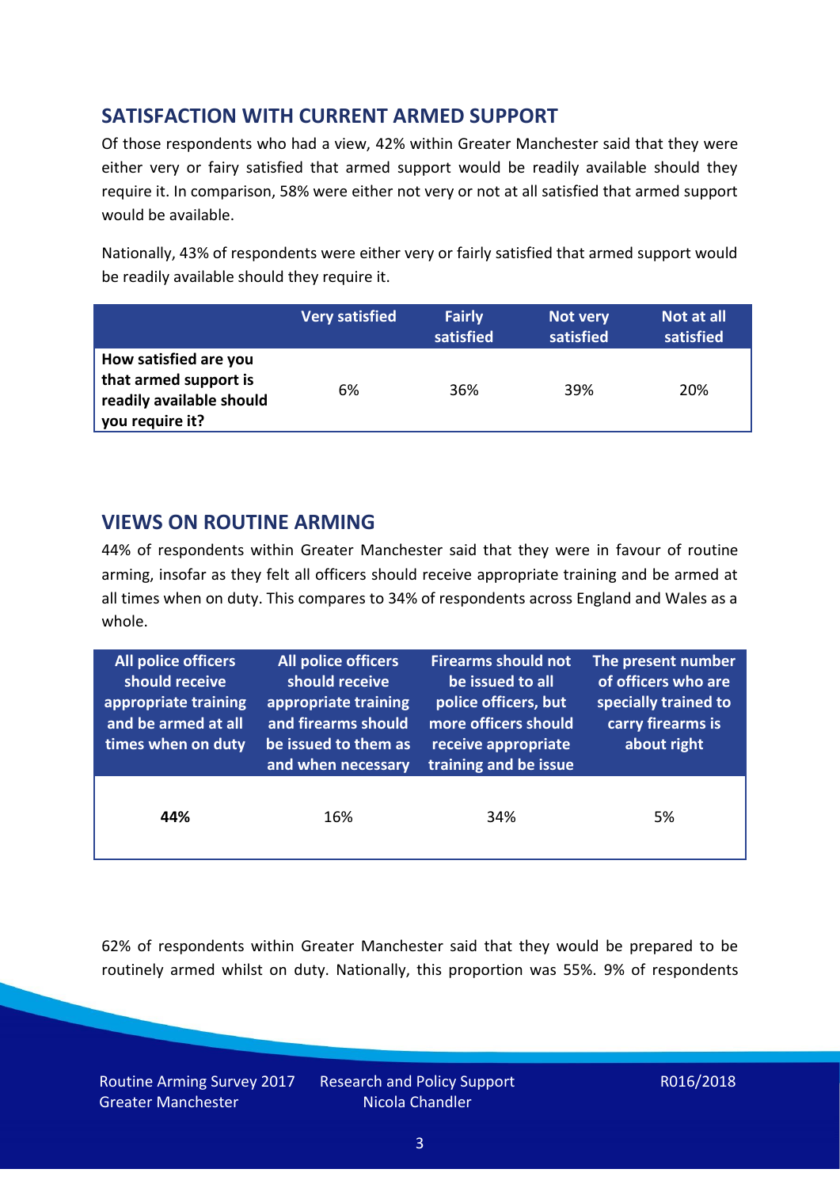## SATISFACTION WITH CURRENT ARMED SUPPORT

Of those respondents who had a view, 42% within Greater Manchester said that they were either very or fairy satisfied that armed support would be readily available should they require it. In comparison, 58% were either not very or not at all satisfied that armed support would be available.

Nationally, 43% of respondents were either very or fairly satisfied that armed support would be readily available should they require it.

| | Very satisfied | Fairly satisfied | Not very satisfied | Not at all satisfied |
|---|---|---|---|---|
| **How satisfied are you that armed support is readily available should you require it?** | 6% | 36% | 39% | 20% |

## VIEWS ON ROUTINE ARMING

44% of respondents within Greater Manchester said that they were in favour of routine arming, insofar as they felt all officers should receive appropriate training and be armed at all times when on duty. This compares to 34% of respondents across England and Wales as a whole.

| All police officers should receive appropriate training and be armed at all times when on duty | All police officers should receive appropriate training and firearms should be issued to them as and when necessary | Firearms should not be issued to all police officers, but more officers should receive appropriate training and be issue | The present number of officers who are specially trained to carry firearms is about right |
|---|---|---|---|
| **44%** | 16% | 34% | 5% |

62% of respondents within Greater Manchester said that they would be prepared to be routinely armed whilst on duty. Nationally, this proportion was 55%. 9% of respondents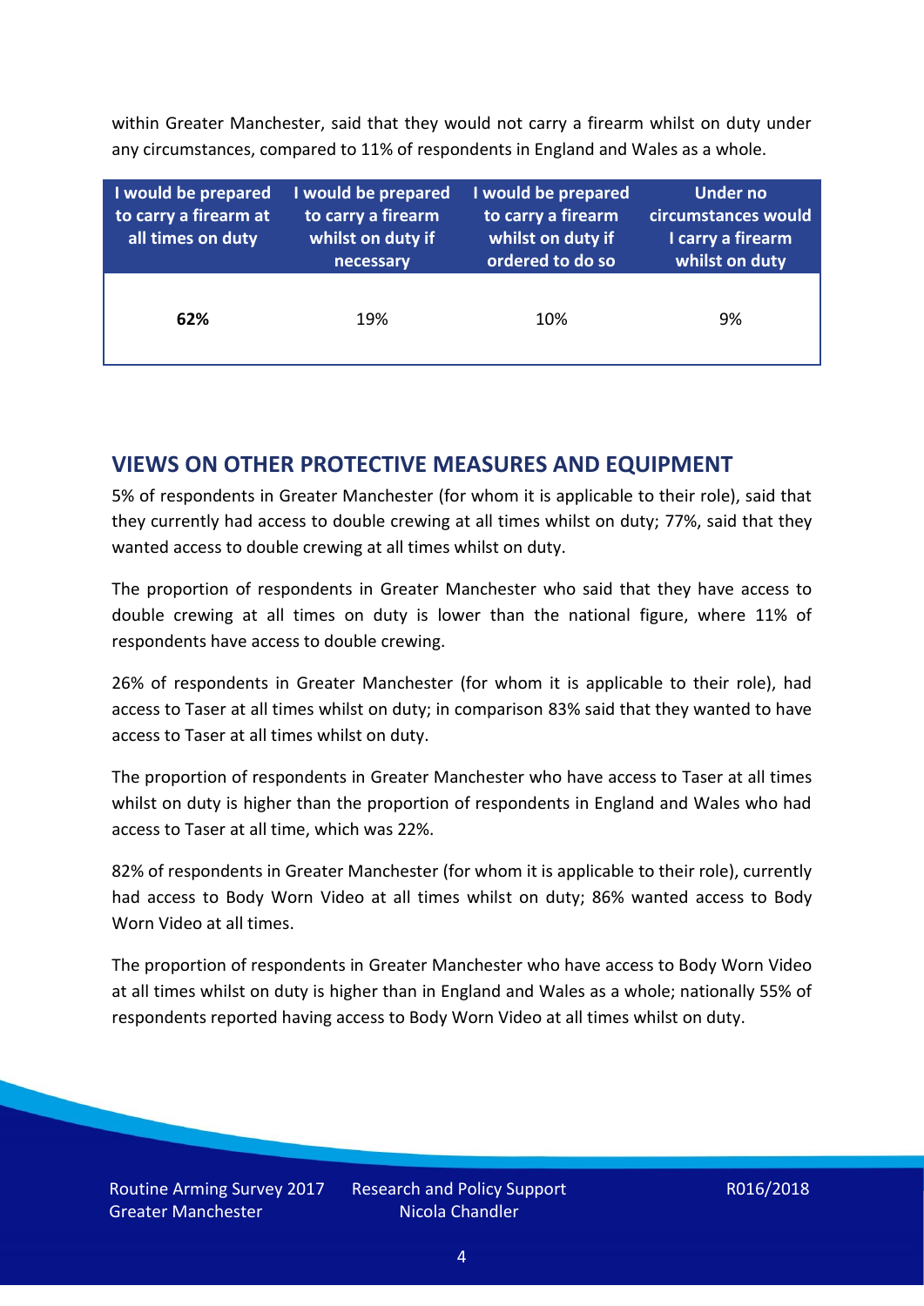within Greater Manchester, said that they would not carry a firearm whilst on duty under any circumstances, compared to 11% of respondents in England and Wales as a whole.

| I would be prepared to carry a firearm at all times on duty | I would be prepared to carry a firearm whilst on duty if necessary | I would be prepared to carry a firearm whilst on duty if ordered to do so | Under no circumstances would I carry a firearm whilst on duty |
|---|---|---|---|
| **62%** | 19% | 10% | 9% |

## VIEWS ON OTHER PROTECTIVE MEASURES AND EQUIPMENT

5% of respondents in Greater Manchester (for whom it is applicable to their role), said that they currently had access to double crewing at all times whilst on duty; 77%, said that they wanted access to double crewing at all times whilst on duty.

The proportion of respondents in Greater Manchester who said that they have access to double crewing at all times on duty is lower than the national figure, where 11% of respondents have access to double crewing.

26% of respondents in Greater Manchester (for whom it is applicable to their role), had access to Taser at all times whilst on duty; in comparison 83% said that they wanted to have access to Taser at all times whilst on duty.

The proportion of respondents in Greater Manchester who have access to Taser at all times whilst on duty is higher than the proportion of respondents in England and Wales who had access to Taser at all time, which was 22%.

82% of respondents in Greater Manchester (for whom it is applicable to their role), currently had access to Body Worn Video at all times whilst on duty; 86% wanted access to Body Worn Video at all times.

The proportion of respondents in Greater Manchester who have access to Body Worn Video at all times whilst on duty is higher than in England and Wales as a whole; nationally 55% of respondents reported having access to Body Worn Video at all times whilst on duty.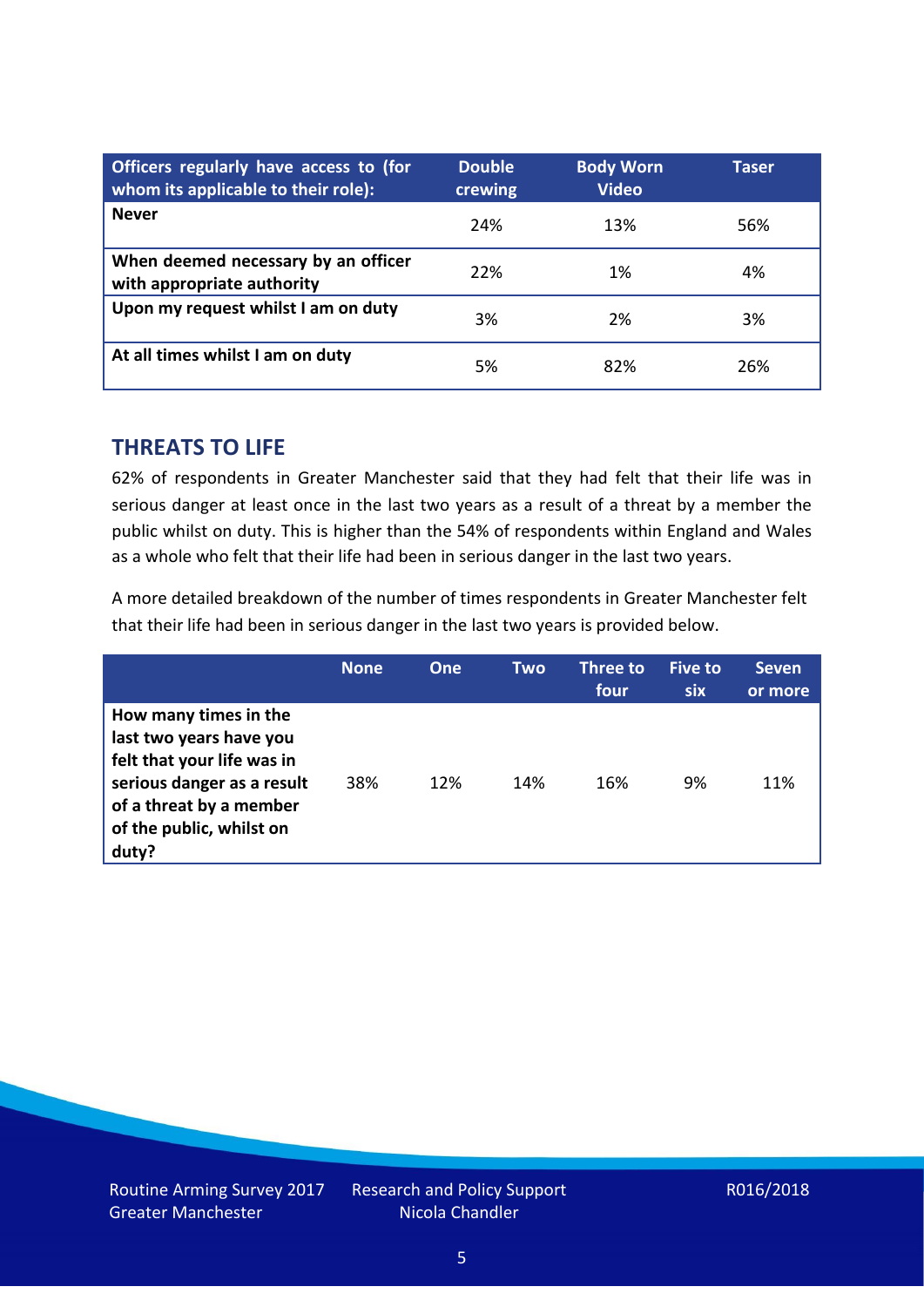| Officers regularly have access to (for whom its applicable to their role): | Double crewing | Body Worn Video | Taser |
|---|---|---|---|
| **Never** | 24% | 13% | 56% |
| **When deemed necessary by an officer with appropriate authority** | 22% | 1% | 4% |
| **Upon my request whilst I am on duty** | 3% | 2% | 3% |
| **At all times whilst I am on duty** | 5% | 82% | 26% |

## THREATS TO LIFE

62% of respondents in Greater Manchester said that they had felt that their life was in serious danger at least once in the last two years as a result of a threat by a member the public whilst on duty. This is higher than the 54% of respondents within England and Wales as a whole who felt that their life had been in serious danger in the last two years.

A more detailed breakdown of the number of times respondents in Greater Manchester felt that their life had been in serious danger in the last two years is provided below.

| | None | One | Two | Three to four | Five to six | Seven or more |
|---|---|---|---|---|---|---|
| **How many times in the last two years have you felt that your life was in serious danger as a result of a threat by a member of the public, whilst on duty?** | 38% | 12% | 14% | 16% | 9% | 11% |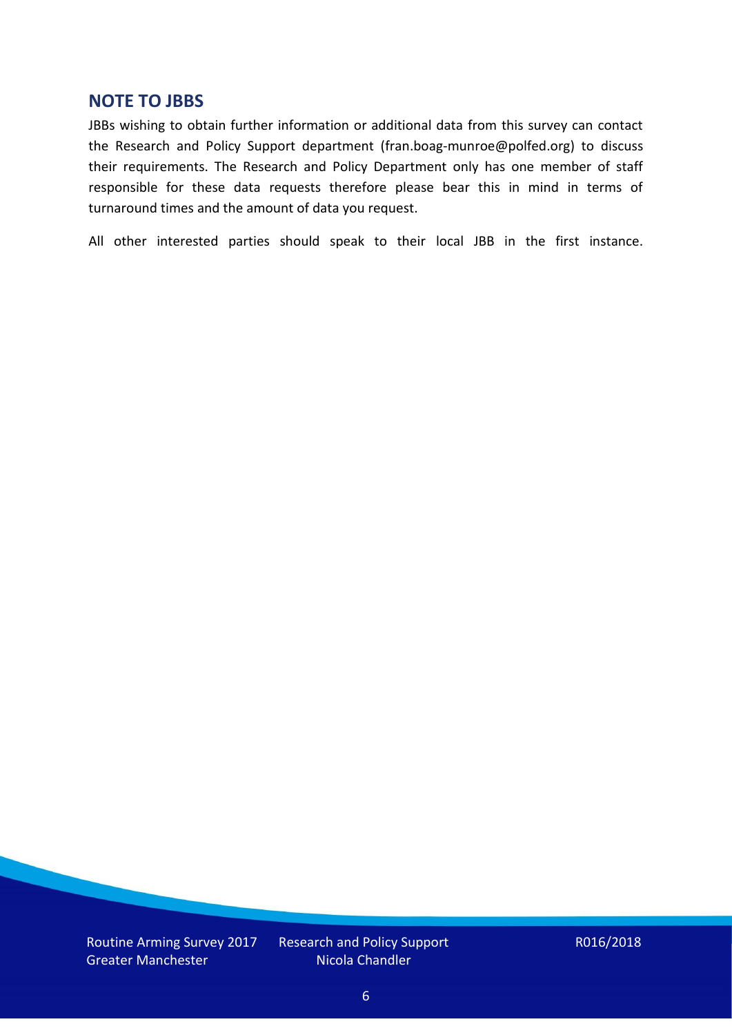## NOTE TO JBBS

JBBs wishing to obtain further information or additional data from this survey can contact the Research and Policy Support department (fran.boag-munroe@polfed.org) to discuss their requirements. The Research and Policy Department only has one member of staff responsible for these data requests therefore please bear this in mind in terms of turnaround times and the amount of data you request.

All other interested parties should speak to their local JBB in the first instance.